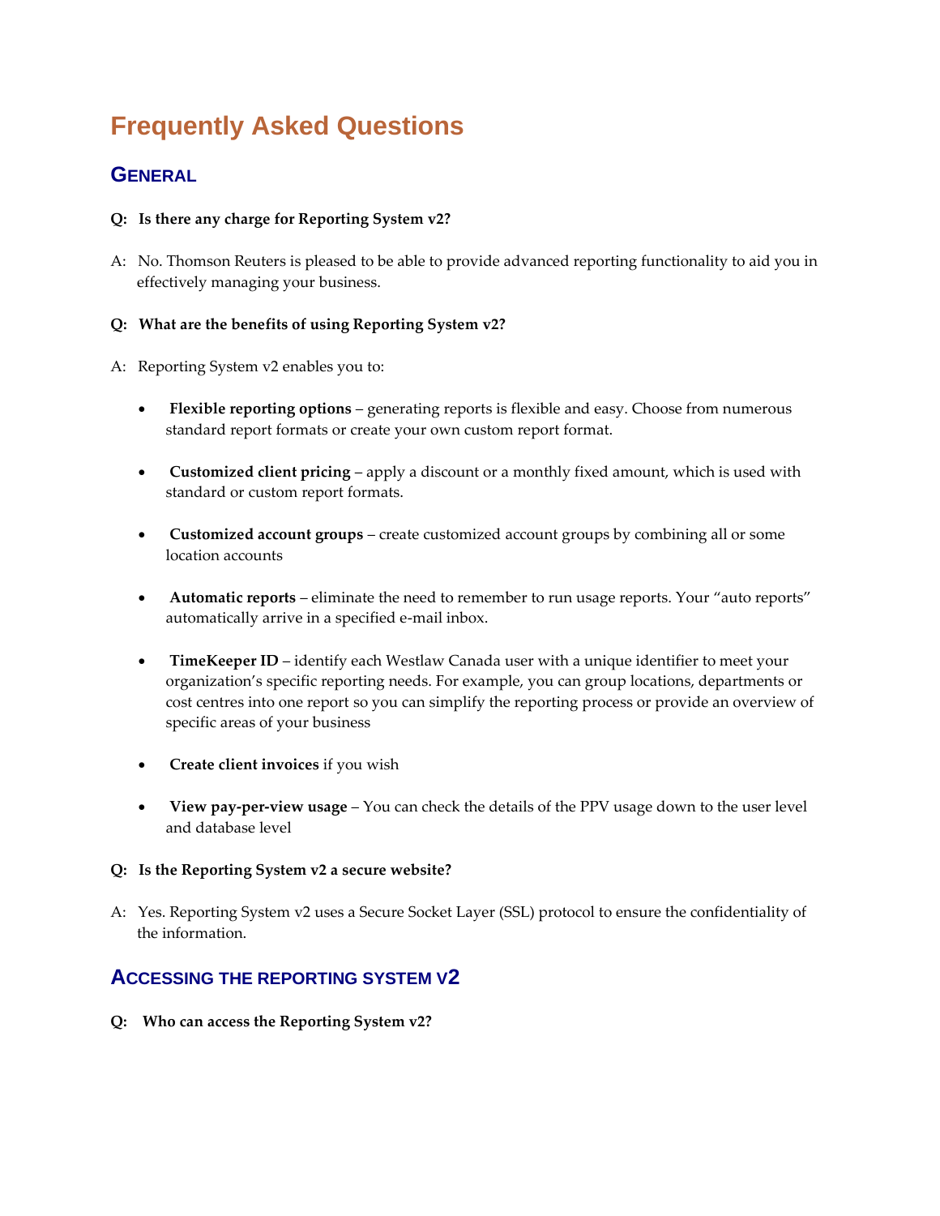# Frequently Asked Questions

## General

**Q: Is there any charge for Reporting System v2?**

A: No. Thomson Reuters is pleased to be able to provide advanced reporting functionality to aid you in effectively managing your business.

**Q: What are the benefits of using Reporting System v2?**

A: Reporting System v2 enables you to:

- **Flexible reporting options** – generating reports is flexible and easy. Choose from numerous standard report formats or create your own custom report format.
- **Customized client pricing** – apply a discount or a monthly fixed amount, which is used with standard or custom report formats.
- **Customized account groups** – create customized account groups by combining all or some location accounts
- **Automatic reports** – eliminate the need to remember to run usage reports. Your "auto reports" automatically arrive in a specified e-mail inbox.
- **TimeKeeper ID** – identify each Westlaw Canada user with a unique identifier to meet your organization's specific reporting needs. For example, you can group locations, departments or cost centres into one report so you can simplify the reporting process or provide an overview of specific areas of your business
- **Create client invoices** if you wish
- **View pay-per-view usage** – You can check the details of the PPV usage down to the user level and database level

**Q: Is the Reporting System v2 a secure website?**

A: Yes. Reporting System v2 uses a Secure Socket Layer (SSL) protocol to ensure the confidentiality of the information.

## Accessing the Reporting System v2

**Q: Who can access the Reporting System v2?**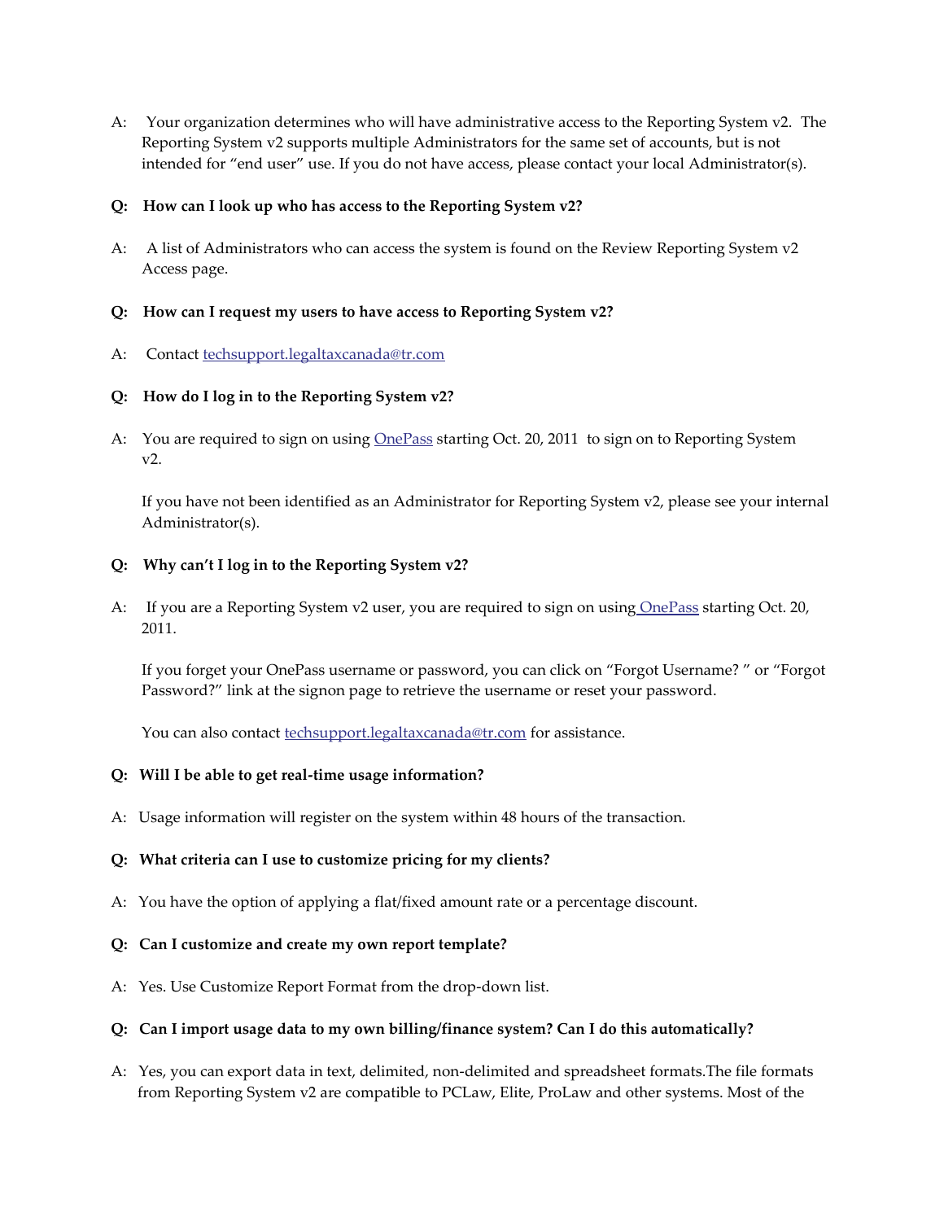A: Your organization determines who will have administrative access to the Reporting System v2. The Reporting System v2 supports multiple Administrators for the same set of accounts, but is not intended for "end user" use. If you do not have access, please contact your local Administrator(s).

**Q: How can I look up who has access to the Reporting System v2?**

A: A list of Administrators who can access the system is found on the Review Reporting System v2 Access page.

**Q: How can I request my users to have access to Reporting System v2?**

A: Contact [techsupport.legaltaxcanada@tr.com](mailto:techsupport.legaltaxcanada@tr.com)

**Q: How do I log in to the Reporting System v2?**

A: You are required to sign on using [OnePass]() starting Oct. 20, 2011 to sign on to Reporting System v2.

If you have not been identified as an Administrator for Reporting System v2, please see your internal Administrator(s).

**Q: Why can't I log in to the Reporting System v2?**

A: If you are a Reporting System v2 user, you are required to sign on using [OnePass]() starting Oct. 20, 2011.

If you forget your OnePass username or password, you can click on "Forgot Username? " or "Forgot Password?" link at the signon page to retrieve the username or reset your password.

You can also contact [techsupport.legaltaxcanada@tr.com](mailto:techsupport.legaltaxcanada@tr.com) for assistance.

**Q: Will I be able to get real-time usage information?**

A: Usage information will register on the system within 48 hours of the transaction.

**Q: What criteria can I use to customize pricing for my clients?**

A: You have the option of applying a flat/fixed amount rate or a percentage discount.

**Q: Can I customize and create my own report template?**

A: Yes. Use Customize Report Format from the drop-down list.

**Q: Can I import usage data to my own billing/finance system? Can I do this automatically?**

A: Yes, you can export data in text, delimited, non-delimited and spreadsheet formats.The file formats from Reporting System v2 are compatible to PCLaw, Elite, ProLaw and other systems. Most of the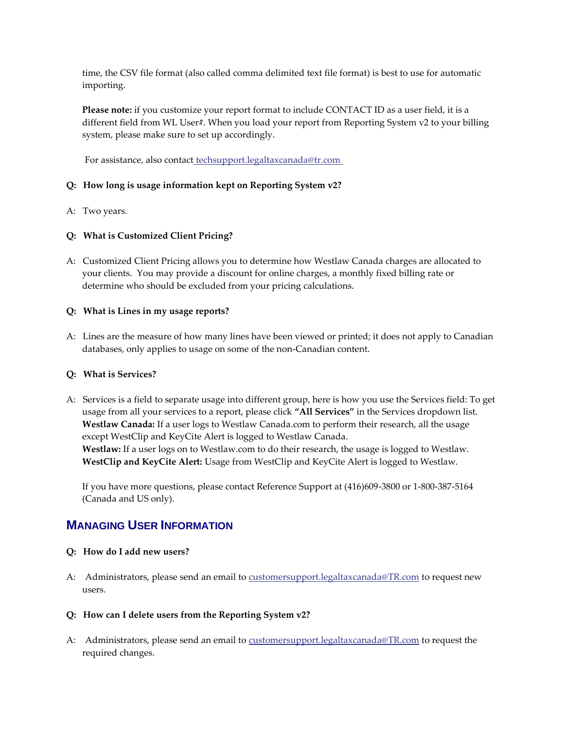time, the CSV file format (also called comma delimited text file format) is best to use for automatic importing.

**Please note:** if you customize your report format to include CONTACT ID as a user field, it is a different field from WL User#. When you load your report from Reporting System v2 to your billing system, please make sure to set up accordingly.

For assistance, also contact techsupport.legaltaxcanada@tr.com

**Q: How long is usage information kept on Reporting System v2?**

A: Two years.

**Q: What is Customized Client Pricing?**

A: Customized Client Pricing allows you to determine how Westlaw Canada charges are allocated to your clients. You may provide a discount for online charges, a monthly fixed billing rate or determine who should be excluded from your pricing calculations.

**Q: What is Lines in my usage reports?**

A: Lines are the measure of how many lines have been viewed or printed; it does not apply to Canadian databases, only applies to usage on some of the non-Canadian content.

**Q: What is Services?**

A: Services is a field to separate usage into different group, here is how you use the Services field: To get usage from all your services to a report, please click **"All Services"** in the Services dropdown list.
**Westlaw Canada:** If a user logs to Westlaw Canada.com to perform their research, all the usage except WestClip and KeyCite Alert is logged to Westlaw Canada.
**Westlaw:** If a user logs on to Westlaw.com to do their research, the usage is logged to Westlaw.
**WestClip and KeyCite Alert:** Usage from WestClip and KeyCite Alert is logged to Westlaw.

If you have more questions, please contact Reference Support at (416)609-3800 or 1-800-387-5164 (Canada and US only).

## Managing User Information

**Q: How do I add new users?**

A: Administrators, please send an email to customersupport.legaltaxcanada@TR.com to request new users.

**Q: How can I delete users from the Reporting System v2?**

A: Administrators, please send an email to customersupport.legaltaxcanada@TR.com to request the required changes.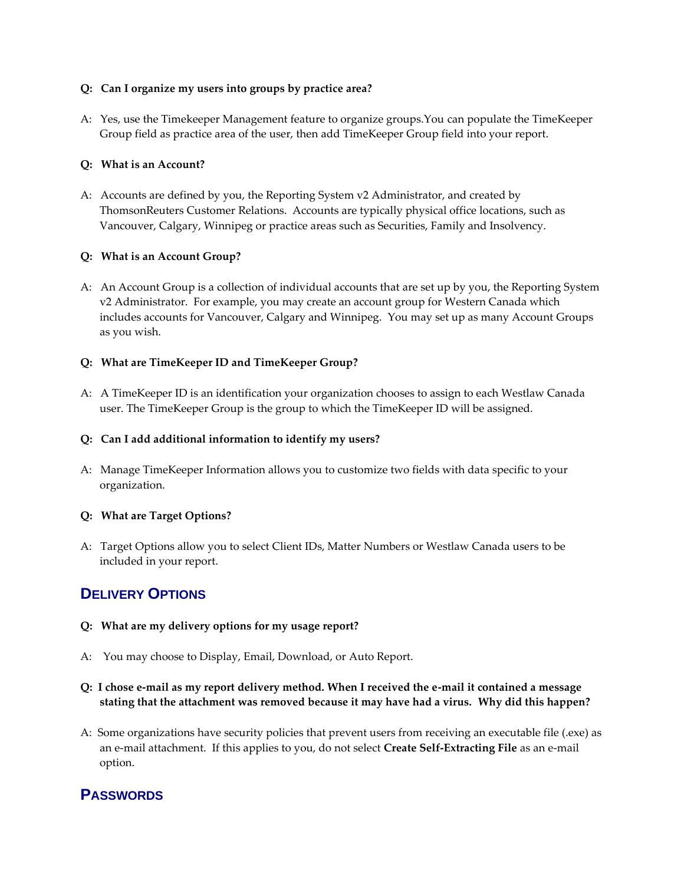**Q: Can I organize my users into groups by practice area?**

A: Yes, use the Timekeeper Management feature to organize groups.You can populate the TimeKeeper Group field as practice area of the user, then add TimeKeeper Group field into your report.

**Q: What is an Account?**

A: Accounts are defined by you, the Reporting System v2 Administrator, and created by ThomsonReuters Customer Relations. Accounts are typically physical office locations, such as Vancouver, Calgary, Winnipeg or practice areas such as Securities, Family and Insolvency.

**Q: What is an Account Group?**

A: An Account Group is a collection of individual accounts that are set up by you, the Reporting System v2 Administrator. For example, you may create an account group for Western Canada which includes accounts for Vancouver, Calgary and Winnipeg. You may set up as many Account Groups as you wish.

**Q: What are TimeKeeper ID and TimeKeeper Group?**

A: A TimeKeeper ID is an identification your organization chooses to assign to each Westlaw Canada user. The TimeKeeper Group is the group to which the TimeKeeper ID will be assigned.

**Q: Can I add additional information to identify my users?**

A: Manage TimeKeeper Information allows you to customize two fields with data specific to your organization.

**Q: What are Target Options?**

A: Target Options allow you to select Client IDs, Matter Numbers or Westlaw Canada users to be included in your report.

## Delivery Options

**Q: What are my delivery options for my usage report?**

A: You may choose to Display, Email, Download, or Auto Report.

**Q: I chose e-mail as my report delivery method. When I received the e-mail it contained a message stating that the attachment was removed because it may have had a virus. Why did this happen?**

A: Some organizations have security policies that prevent users from receiving an executable file (.exe) as an e-mail attachment. If this applies to you, do not select **Create Self-Extracting File** as an e-mail option.

## Passwords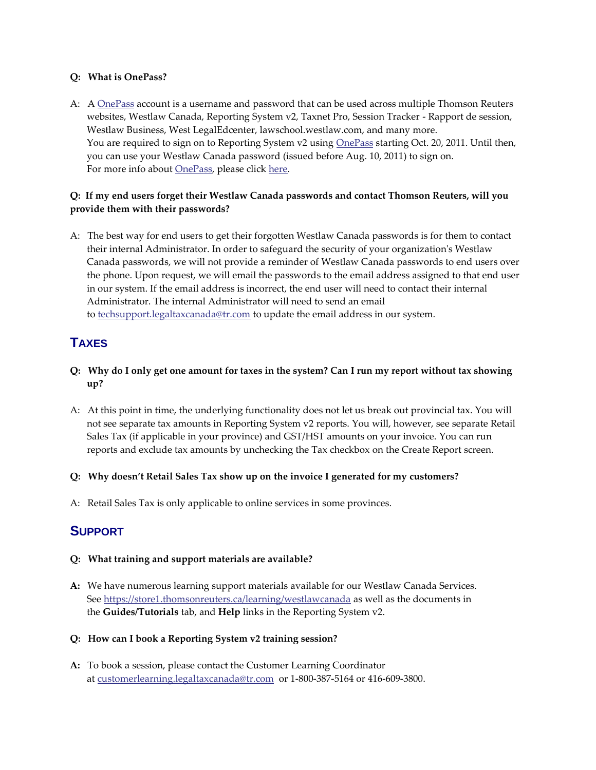**Q: What is OnePass?**

A: A OnePass account is a username and password that can be used across multiple Thomson Reuters websites, Westlaw Canada, Reporting System v2, Taxnet Pro, Session Tracker - Rapport de session, Westlaw Business, West LegalEdcenter, lawschool.westlaw.com, and many more.
You are required to sign on to Reporting System v2 using OnePass starting Oct. 20, 2011. Until then, you can use your Westlaw Canada password (issued before Aug. 10, 2011) to sign on.
For more info about OnePass, please click here.

**Q: If my end users forget their Westlaw Canada passwords and contact Thomson Reuters, will you provide them with their passwords?**

A: The best way for end users to get their forgotten Westlaw Canada passwords is for them to contact their internal Administrator. In order to safeguard the security of your organization's Westlaw Canada passwords, we will not provide a reminder of Westlaw Canada passwords to end users over the phone. Upon request, we will email the passwords to the email address assigned to that end user in our system. If the email address is incorrect, the end user will need to contact their internal Administrator. The internal Administrator will need to send an email to techsupport.legaltaxcanada@tr.com to update the email address in our system.

## TAXES

**Q: Why do I only get one amount for taxes in the system? Can I run my report without tax showing up?**

A: At this point in time, the underlying functionality does not let us break out provincial tax. You will not see separate tax amounts in Reporting System v2 reports. You will, however, see separate Retail Sales Tax (if applicable in your province) and GST/HST amounts on your invoice. You can run reports and exclude tax amounts by unchecking the Tax checkbox on the Create Report screen.

**Q: Why doesn't Retail Sales Tax show up on the invoice I generated for my customers?**

A: Retail Sales Tax is only applicable to online services in some provinces.

## SUPPORT

**Q: What training and support materials are available?**

**A:** We have numerous learning support materials available for our Westlaw Canada Services. See https://store1.thomsonreuters.ca/learning/westlawcanada as well as the documents in the **Guides/Tutorials** tab, and **Help** links in the Reporting System v2.

**Q: How can I book a Reporting System v2 training session?**

**A:** To book a session, please contact the Customer Learning Coordinator at customerlearning.legaltaxcanada@tr.com or 1-800-387-5164 or 416-609-3800.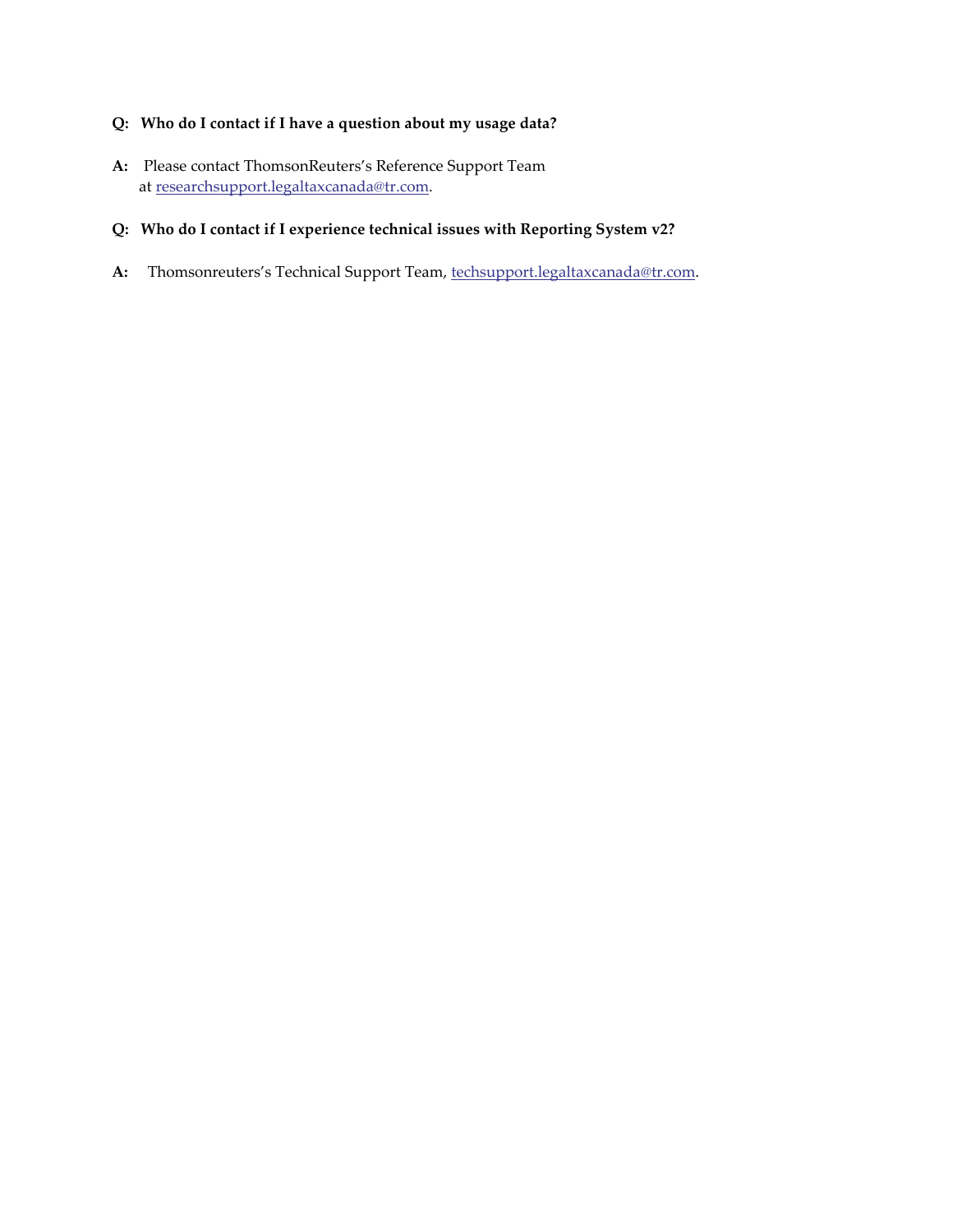**Q: Who do I contact if I have a question about my usage data?**

**A:** Please contact ThomsonReuters's Reference Support Team at researchsupport.legaltaxcanada@tr.com.

**Q: Who do I contact if I experience technical issues with Reporting System v2?**

**A:** Thomsonreuters's Technical Support Team, techsupport.legaltaxcanada@tr.com.